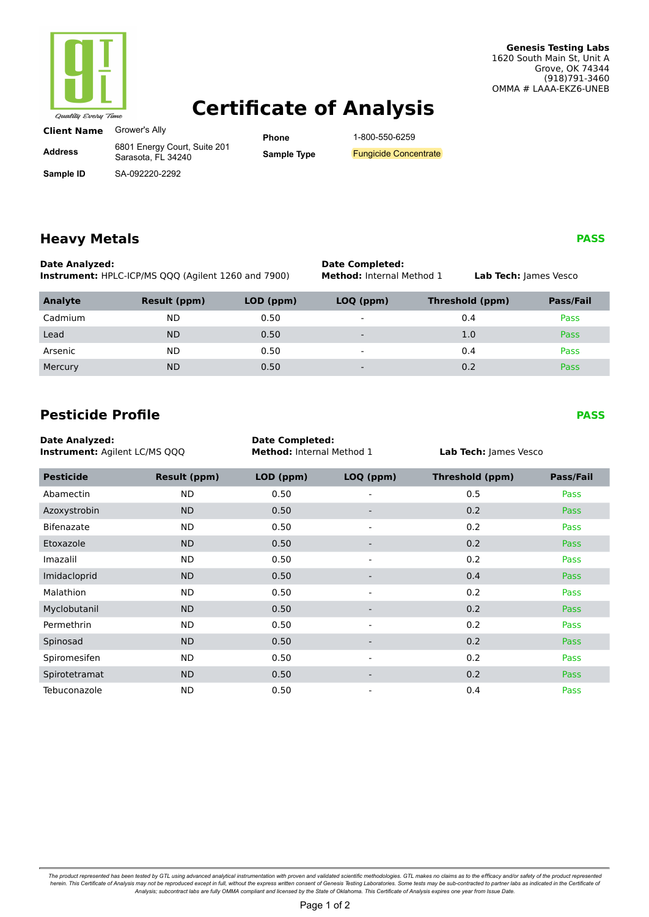Genesis Testing Labs
1620 South Main St, Unit A
Grove, OK 74344
(918)791-3460
OMMA # LAAA-EKZ6-UNEB

# Certificate of Analysis

**Client Name** Grower's Ally

**Address** 6801 Energy Court, Suite 201, Sarasota, FL 34240

**Sample ID** SA-092220-2292

**Phone** 1-800-550-6259

**Sample Type** Fungicide Concentrate

## Heavy Metals — PASS

**Date Analyzed:**
**Instrument:** HPLC-ICP/MS QQQ (Agilent 1260 and 7900)
**Date Completed:**
**Method:** Internal Method 1
**Lab Tech:** James Vesco

| Analyte | Result (ppm) | LOD (ppm) | LOQ (ppm) | Threshold (ppm) | Pass/Fail |
|---|---|---|---|---|---|
| Cadmium | ND | 0.50 | - | 0.4 | Pass |
| Lead | ND | 0.50 | - | 1.0 | Pass |
| Arsenic | ND | 0.50 | - | 0.4 | Pass |
| Mercury | ND | 0.50 | - | 0.2 | Pass |

## Pesticide Profile — PASS

**Date Analyzed:**
**Instrument:** Agilent LC/MS QQQ
**Date Completed:**
**Method:** Internal Method 1
**Lab Tech:** James Vesco

| Pesticide | Result (ppm) | LOD (ppm) | LOQ (ppm) | Threshold (ppm) | Pass/Fail |
|---|---|---|---|---|---|
| Abamectin | ND | 0.50 | - | 0.5 | Pass |
| Azoxystrobin | ND | 0.50 | - | 0.2 | Pass |
| Bifenazate | ND | 0.50 | - | 0.2 | Pass |
| Etoxazole | ND | 0.50 | - | 0.2 | Pass |
| Imazalil | ND | 0.50 | - | 0.2 | Pass |
| Imidacloprid | ND | 0.50 | - | 0.4 | Pass |
| Malathion | ND | 0.50 | - | 0.2 | Pass |
| Myclobutanil | ND | 0.50 | - | 0.2 | Pass |
| Permethrin | ND | 0.50 | - | 0.2 | Pass |
| Spinosad | ND | 0.50 | - | 0.2 | Pass |
| Spiromesifen | ND | 0.50 | - | 0.2 | Pass |
| Spirotetramat | ND | 0.50 | - | 0.2 | Pass |
| Tebuconazole | ND | 0.50 | - | 0.4 | Pass |

*The product represented has been tested by GTL using advanced analytical instrumentation with proven and validated scientific methodologies. GTL makes no claims as to the efficacy and/or safety of the product represented herein. This Certificate of Analysis may not be reproduced except in full, without the express written consent of Genesis Testing Laboratories. Some tests may be sub-contracted to partner labs as indicated in the Certificate of Analysis; subcontract labs are fully OMMA compliant and licensed by the State of Oklahoma. This Certificate of Analysis expires one year from Issue Date.*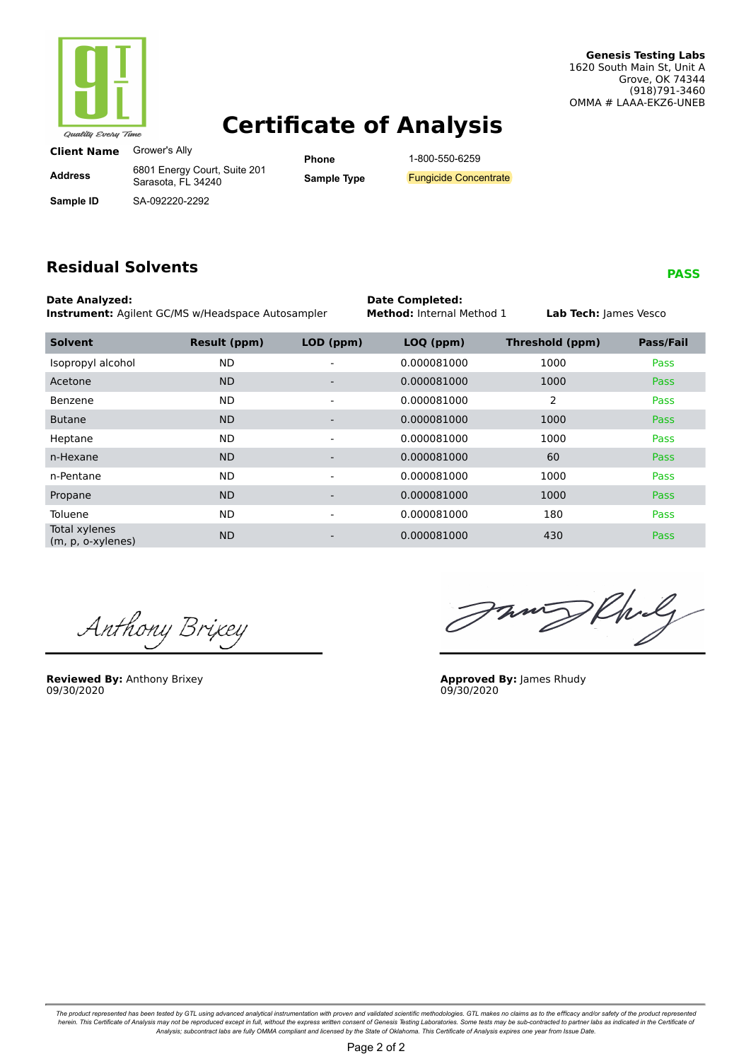**Genesis Testing Labs**
1620 South Main St, Unit A
Grove, OK 74344
(918)791-3460
OMMA # LAAA-EKZ6-UNEB

# Certificate of Analysis

| | | | |
|---|---|---|---|
| **Client Name** | Grower's Ally | **Phone** | 1-800-550-6259 |
| **Address** | 6801 Energy Court, Suite 201 Sarasota, FL 34240 | **Sample Type** | Fungicide Concentrate |
| **Sample ID** | SA-092220-2292 | | |

## Residual Solvents

**PASS**

**Date Analyzed:**
**Instrument:** Agilent GC/MS w/Headspace Autosampler

**Date Completed:**
**Method:** Internal Method 1

**Lab Tech:** James Vesco

| Solvent | Result (ppm) | LOD (ppm) | LOQ (ppm) | Threshold (ppm) | Pass/Fail |
|---|---|---|---|---|---|
| Isopropyl alcohol | ND | - | 0.000081000 | 1000 | Pass |
| Acetone | ND | - | 0.000081000 | 1000 | Pass |
| Benzene | ND | - | 0.000081000 | 2 | Pass |
| Butane | ND | - | 0.000081000 | 1000 | Pass |
| Heptane | ND | - | 0.000081000 | 1000 | Pass |
| n-Hexane | ND | - | 0.000081000 | 60 | Pass |
| n-Pentane | ND | - | 0.000081000 | 1000 | Pass |
| Propane | ND | - | 0.000081000 | 1000 | Pass |
| Toluene | ND | - | 0.000081000 | 180 | Pass |
| Total xylenes (m, p, o-xylenes) | ND | - | 0.000081000 | 430 | Pass |

**Reviewed By:** Anthony Brixey
09/30/2020

**Approved By:** James Rhudy
09/30/2020

*The product represented has been tested by GTL using advanced analytical instrumentation with proven and validated scientific methodologies. GTL makes no claims as to the efficacy and/or safety of the product represented herein. This Certificate of Analysis may not be reproduced except in full, without the express written consent of Genesis Testing Laboratories. Some tests may be sub-contracted to partner labs as indicated in the Certificate of Analysis; subcontract labs are fully OMMA compliant and licensed by the State of Oklahoma. This Certificate of Analysis expires one year from Issue Date.*